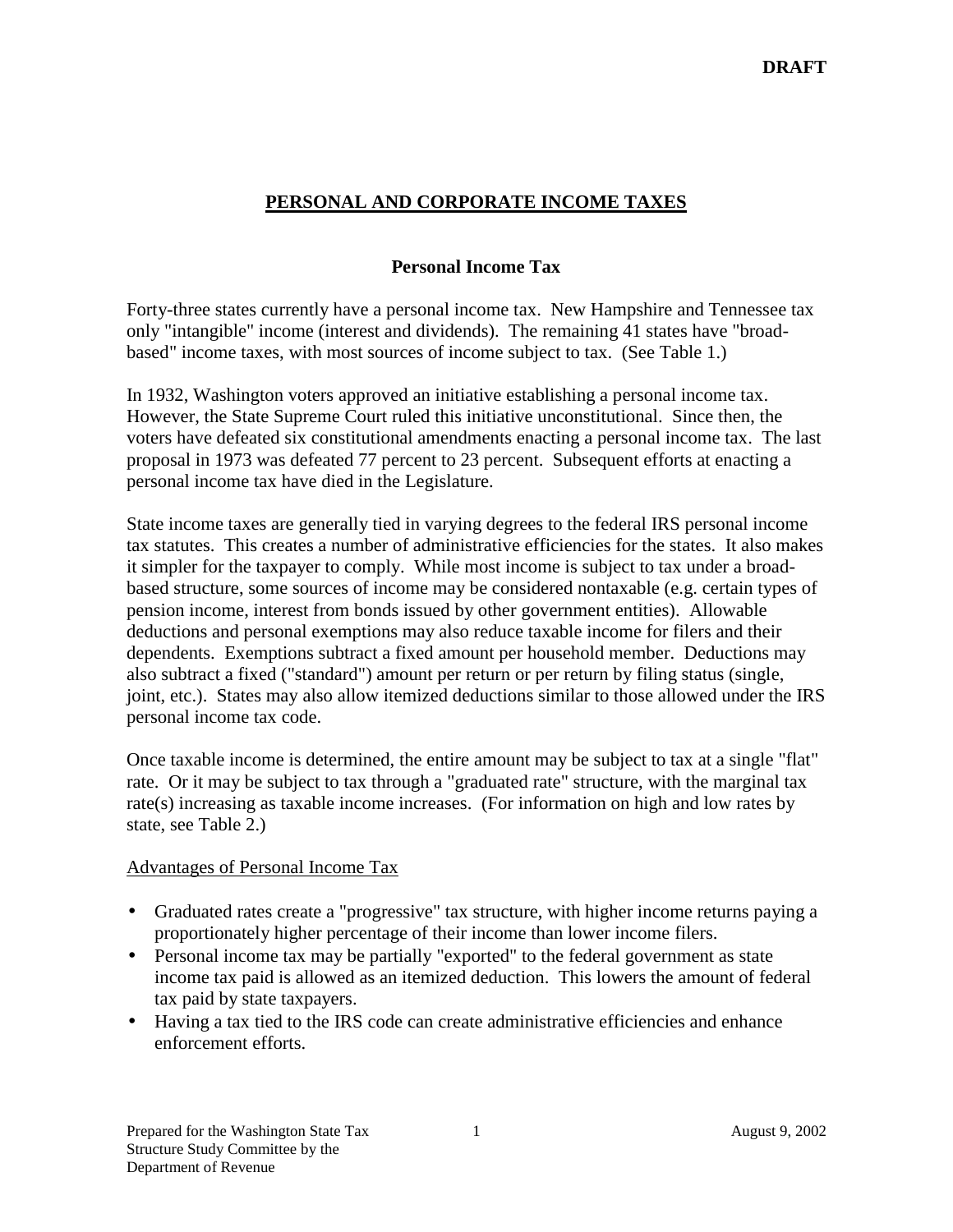DRAFT

# PERSONAL AND CORPORATE INCOME TAXES

## Personal Income Tax

Forty-three states currently have a personal income tax. New Hampshire and Tennessee tax only "intangible" income (interest and dividends). The remaining 41 states have "broad-based" income taxes, with most sources of income subject to tax. (See Table 1.)

In 1932, Washington voters approved an initiative establishing a personal income tax. However, the State Supreme Court ruled this initiative unconstitutional. Since then, the voters have defeated six constitutional amendments enacting a personal income tax. The last proposal in 1973 was defeated 77 percent to 23 percent. Subsequent efforts at enacting a personal income tax have died in the Legislature.

State income taxes are generally tied in varying degrees to the federal IRS personal income tax statutes. This creates a number of administrative efficiencies for the states. It also makes it simpler for the taxpayer to comply. While most income is subject to tax under a broad-based structure, some sources of income may be considered nontaxable (e.g. certain types of pension income, interest from bonds issued by other government entities). Allowable deductions and personal exemptions may also reduce taxable income for filers and their dependents. Exemptions subtract a fixed amount per household member. Deductions may also subtract a fixed ("standard") amount per return or per return by filing status (single, joint, etc.). States may also allow itemized deductions similar to those allowed under the IRS personal income tax code.

Once taxable income is determined, the entire amount may be subject to tax at a single "flat" rate. Or it may be subject to tax through a "graduated rate" structure, with the marginal tax rate(s) increasing as taxable income increases. (For information on high and low rates by state, see Table 2.)

### Advantages of Personal Income Tax

- Graduated rates create a "progressive" tax structure, with higher income returns paying a proportionately higher percentage of their income than lower income filers.
- Personal income tax may be partially "exported" to the federal government as state income tax paid is allowed as an itemized deduction. This lowers the amount of federal tax paid by state taxpayers.
- Having a tax tied to the IRS code can create administrative efficiencies and enhance enforcement efforts.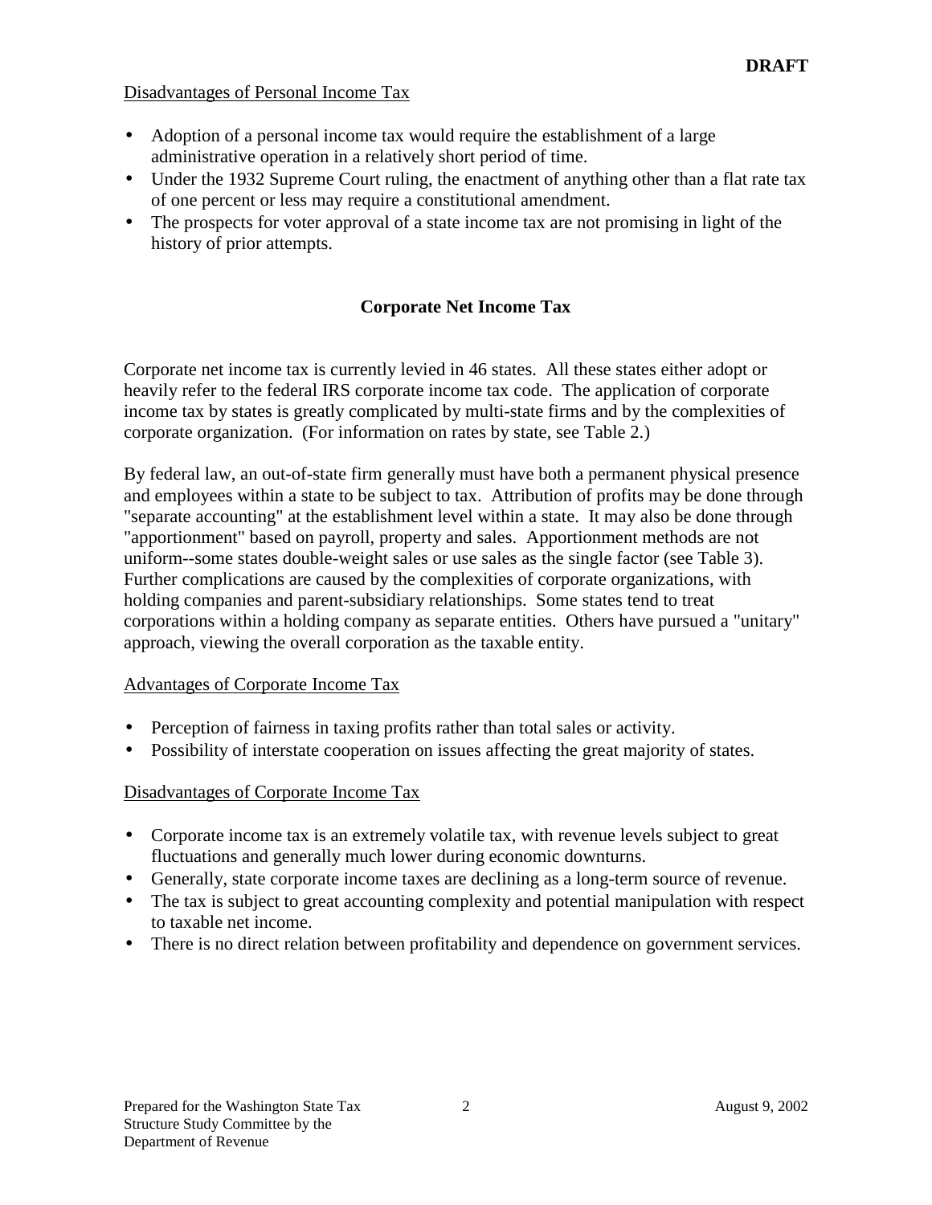Disadvantages of Personal Income Tax

- Adoption of a personal income tax would require the establishment of a large administrative operation in a relatively short period of time.
- Under the 1932 Supreme Court ruling, the enactment of anything other than a flat rate tax of one percent or less may require a constitutional amendment.
- The prospects for voter approval of a state income tax are not promising in light of the history of prior attempts.

## Corporate Net Income Tax

Corporate net income tax is currently levied in 46 states. All these states either adopt or heavily refer to the federal IRS corporate income tax code. The application of corporate income tax by states is greatly complicated by multi-state firms and by the complexities of corporate organization. (For information on rates by state, see Table 2.)

By federal law, an out-of-state firm generally must have both a permanent physical presence and employees within a state to be subject to tax. Attribution of profits may be done through "separate accounting" at the establishment level within a state. It may also be done through "apportionment" based on payroll, property and sales. Apportionment methods are not uniform--some states double-weight sales or use sales as the single factor (see Table 3). Further complications are caused by the complexities of corporate organizations, with holding companies and parent-subsidiary relationships. Some states tend to treat corporations within a holding company as separate entities. Others have pursued a "unitary" approach, viewing the overall corporation as the taxable entity.

Advantages of Corporate Income Tax

- Perception of fairness in taxing profits rather than total sales or activity.
- Possibility of interstate cooperation on issues affecting the great majority of states.

Disadvantages of Corporate Income Tax

- Corporate income tax is an extremely volatile tax, with revenue levels subject to great fluctuations and generally much lower during economic downturns.
- Generally, state corporate income taxes are declining as a long-term source of revenue.
- The tax is subject to great accounting complexity and potential manipulation with respect to taxable net income.
- There is no direct relation between profitability and dependence on government services.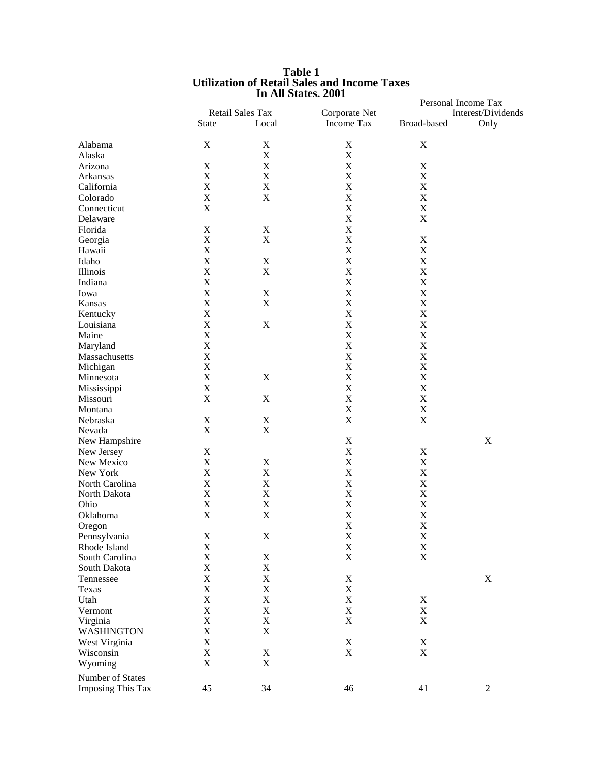# Table 1
## Utilization of Retail Sales and Income Taxes In All States. 2001

| | Retail Sales Tax | | Corporate Net | Personal Income Tax | |
|---|---|---|---|---|---|
| | State | Local | Income Tax | Broad-based | Interest/Dividends Only |
| Alabama | X | X | X | X | |
| Alaska | | X | X | | |
| Arizona | X | X | X | X | |
| Arkansas | X | X | X | X | |
| California | X | X | X | X | |
| Colorado | X | X | X | X | |
| Connecticut | X | | X | X | |
| Delaware | | | X | X | |
| Florida | X | X | X | | |
| Georgia | X | X | X | X | |
| Hawaii | X | | X | X | |
| Idaho | X | X | X | X | |
| Illinois | X | X | X | X | |
| Indiana | X | | X | X | |
| Iowa | X | X | X | X | |
| Kansas | X | X | X | X | |
| Kentucky | X | | X | X | |
| Louisiana | X | X | X | X | |
| Maine | X | | X | X | |
| Maryland | X | | X | X | |
| Massachusetts | X | | X | X | |
| Michigan | X | | X | X | |
| Minnesota | X | X | X | X | |
| Mississippi | X | | X | X | |
| Missouri | X | X | X | X | |
| Montana | | | X | X | |
| Nebraska | X | X | X | X | |
| Nevada | X | X | | | |
| New Hampshire | | | X | | X |
| New Jersey | X | | X | X | |
| New Mexico | X | X | X | X | |
| New York | X | X | X | X | |
| North Carolina | X | X | X | X | |
| North Dakota | X | X | X | X | |
| Ohio | X | X | X | X | |
| Oklahoma | X | X | X | X | |
| Oregon | | | X | X | |
| Pennsylvania | X | X | X | X | |
| Rhode Island | X | | X | X | |
| South Carolina | X | X | X | X | |
| South Dakota | X | X | | | |
| Tennessee | X | X | X | | X |
| Texas | X | X | X | | |
| Utah | X | X | X | X | |
| Vermont | X | X | X | X | |
| Virginia | X | X | X | X | |
| WASHINGTON | X | X | | | |
| West Virginia | X | | X | X | |
| Wisconsin | X | X | X | X | |
| Wyoming | X | X | | | |
| Number of States Imposing This Tax | 45 | 34 | 46 | 41 | 2 |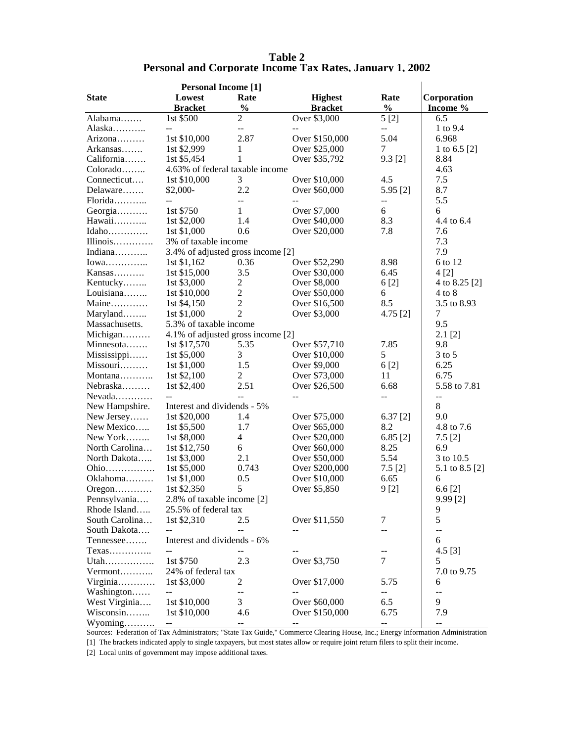# Table 2
## Personal and Corporate Income Tax Rates, January 1, 2002

| State | Personal Income [1] Lowest Bracket | Rate % | Highest Bracket | Rate % | Corporation Income % |
|---|---|---|---|---|---|
| Alabama……. | 1st $500 | 2 | Over $3,000 | 5 [2] | 6.5 |
| Alaska……….. | -- | -- | -- | -- | 1 to 9.4 |
| Arizona……… | 1st $10,000 | 2.87 | Over $150,000 | 5.04 | 6.968 |
| Arkansas……. | 1st $2,999 | 1 | Over $25,000 | 7 | 1 to 6.5 [2] |
| California……. | 1st $5,454 | 1 | Over $35,792 | 9.3 [2] | 8.84 |
| Colorado…….. | 4.63% of federal taxable income | | | | 4.63 |
| Connecticut…. | 1st $10,000 | 3 | Over $10,000 | 4.5 | 7.5 |
| Delaware……. | $2,000- | 2.2 | Over $60,000 | 5.95 [2] | 8.7 |
| Florida……….. | -- | -- | -- | -- | 5.5 |
| Georgia………. | 1st $750 | 1 | Over $7,000 | 6 | 6 |
| Hawaii……….. | 1st $2,000 | 1.4 | Over $40,000 | 8.3 | 4.4 to 6.4 |
| Idaho…………. | 1st $1,000 | 0.6 | Over $20,000 | 7.8 | 7.6 |
| Illinois…………. | 3% of taxable income | | | | 7.3 |
| Indiana……….. | 3.4% of adjusted gross income [2] | | | | 7.9 |
| Iowa………….. | 1st $1,162 | 0.36 | Over $52,290 | 8.98 | 6 to 12 |
| Kansas………. | 1st $15,000 | 3.5 | Over $30,000 | 6.45 | 4 [2] |
| Kentucky…….. | 1st $3,000 | 2 | Over $8,000 | 6 [2] | 4 to 8.25 [2] |
| Louisiana…….. | 1st $10,000 | 2 | Over $50,000 | 6 | 4 to 8 |
| Maine………… | 1st $4,150 | 2 | Over $16,500 | 8.5 | 3.5 to 8.93 |
| Maryland…….. | 1st $1,000 | 2 | Over $3,000 | 4.75 [2] | 7 |
| Massachusetts. | 5.3% of taxable income | | | | 9.5 |
| Michigan……… | 4.1% of adjusted gross income [2] | | | | 2.1 [2] |
| Minnesota……. | 1st $17,570 | 5.35 | Over $57,710 | 7.85 | 9.8 |
| Mississippi…… | 1st $5,000 | 3 | Over $10,000 | 5 | 3 to 5 |
| Missouri……… | 1st $1,000 | 1.5 | Over $9,000 | 6 [2] | 6.25 |
| Montana……….. | 1st $2,100 | 2 | Over $73,000 | 11 | 6.75 |
| Nebraska……… | 1st $2,400 | 2.51 | Over $26,500 | 6.68 | 5.58 to 7.81 |
| Nevada………… | -- | -- | -- | -- | -- |
| New Hampshire. | Interest and dividends - 5% | | | | 8 |
| New Jersey…… | 1st $20,000 | 1.4 | Over $75,000 | 6.37 [2] | 9.0 |
| New Mexico….. | 1st $5,500 | 1.7 | Over $65,000 | 8.2 | 4.8 to 7.6 |
| New York…….. | 1st $8,000 | 4 | Over $20,000 | 6.85 [2] | 7.5 [2] |
| North Carolina… | 1st $12,750 | 6 | Over $60,000 | 8.25 | 6.9 |
| North Dakota….. | 1st $3,000 | 2.1 | Over $50,000 | 5.54 | 3 to 10.5 |
| Ohio……………. | 1st $5,000 | 0.743 | Over $200,000 | 7.5 [2] | 5.1 to 8.5 [2] |
| Oklahoma……… | 1st $1,000 | 0.5 | Over $10,000 | 6.65 | 6 |
| Oregon………… | 1st $2,350 | 5 | Over $5,850 | 9 [2] | 6.6 [2] |
| Pennsylvania…. | 2.8% of taxable income [2] | | | | 9.99 [2] |
| Rhode Island….. | 25.5% of federal tax | | | | 9 |
| South Carolina… | 1st $2,310 | 2.5 | Over $11,550 | 7 | 5 |
| South Dakota…. | -- | -- | -- | -- | -- |
| Tennessee……. | Interest and dividends - 6% | | | | 6 |
| Texas………….. | -- | -- | -- | -- | 4.5 [3] |
| Utah……………. | 1st $750 | 2.3 | Over $3,750 | 7 | 5 |
| Vermont……….. | 24% of federal tax | | | | 7.0 to 9.75 |
| Virginia………… | 1st $3,000 | 2 | Over $17,000 | 5.75 | 6 |
| Washington…… | -- | -- | -- | -- | -- |
| West Virginia…. | 1st $10,000 | 3 | Over $60,000 | 6.5 | 9 |
| Wisconsin…….. | 1st $10,000 | 4.6 | Over $150,000 | 6.75 | 7.9 |
| Wyoming………. | -- | -- | -- | -- | -- |

Sources: Federation of Tax Administrators; "State Tax Guide," Commerce Clearing House, Inc.; Energy Information Administration

[1] The brackets indicated apply to single taxpayers, but most states allow or require joint return filers to split their income.

[2] Local units of government may impose additional taxes.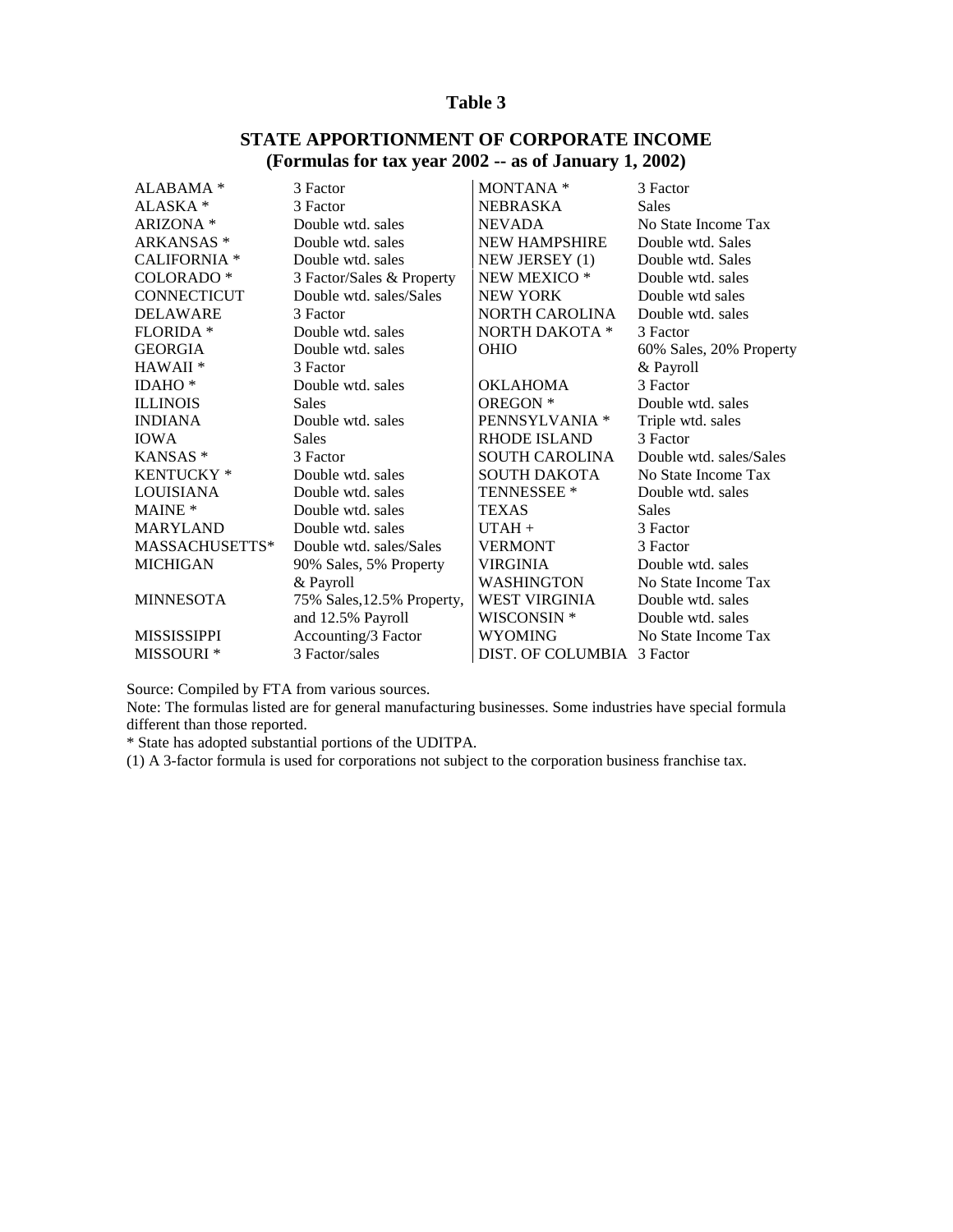## Table 3

## STATE APPORTIONMENT OF CORPORATE INCOME (Formulas for tax year 2002 -- as of January 1, 2002)

| | | | |
|---|---|---|---|
| ALABAMA * | 3 Factor | MONTANA * | 3 Factor |
| ALASKA * | 3 Factor | NEBRASKA | Sales |
| ARIZONA * | Double wtd. sales | NEVADA | No State Income Tax |
| ARKANSAS * | Double wtd. sales | NEW HAMPSHIRE | Double wtd. Sales |
| CALIFORNIA * | Double wtd. sales | NEW JERSEY (1) | Double wtd. Sales |
| COLORADO * | 3 Factor/Sales & Property | NEW MEXICO * | Double wtd. sales |
| CONNECTICUT | Double wtd. sales/Sales | NEW YORK | Double wtd sales |
| DELAWARE | 3 Factor | NORTH CAROLINA | Double wtd. sales |
| FLORIDA * | Double wtd. sales | NORTH DAKOTA * | 3 Factor |
| GEORGIA | Double wtd. sales | OHIO | 60% Sales, 20% Property & Payroll |
| HAWAII * | 3 Factor | | |
| IDAHO * | Double wtd. sales | OKLAHOMA | 3 Factor |
| ILLINOIS | Sales | OREGON * | Double wtd. sales |
| INDIANA | Double wtd. sales | PENNSYLVANIA * | Triple wtd. sales |
| IOWA | Sales | RHODE ISLAND | 3 Factor |
| KANSAS * | 3 Factor | SOUTH CAROLINA | Double wtd. sales/Sales |
| KENTUCKY * | Double wtd. sales | SOUTH DAKOTA | No State Income Tax |
| LOUISIANA | Double wtd. sales | TENNESSEE * | Double wtd. sales |
| MAINE * | Double wtd. sales | TEXAS | Sales |
| MARYLAND | Double wtd. sales | UTAH + | 3 Factor |
| MASSACHUSETTS* | Double wtd. sales/Sales | VERMONT | 3 Factor |
| MICHIGAN | 90% Sales, 5% Property & Payroll | VIRGINIA | Double wtd. sales |
| | | WASHINGTON | No State Income Tax |
| MINNESOTA | 75% Sales,12.5% Property, and 12.5% Payroll | WEST VIRGINIA | Double wtd. sales |
| | | WISCONSIN * | Double wtd. sales |
| MISSISSIPPI | Accounting/3 Factor | WYOMING | No State Income Tax |
| MISSOURI * | 3 Factor/sales | DIST. OF COLUMBIA | 3 Factor |

Source: Compiled by FTA from various sources.

Note: The formulas listed are for general manufacturing businesses. Some industries have special formula different than those reported.

* State has adopted substantial portions of the UDITPA.

(1) A 3-factor formula is used for corporations not subject to the corporation business franchise tax.